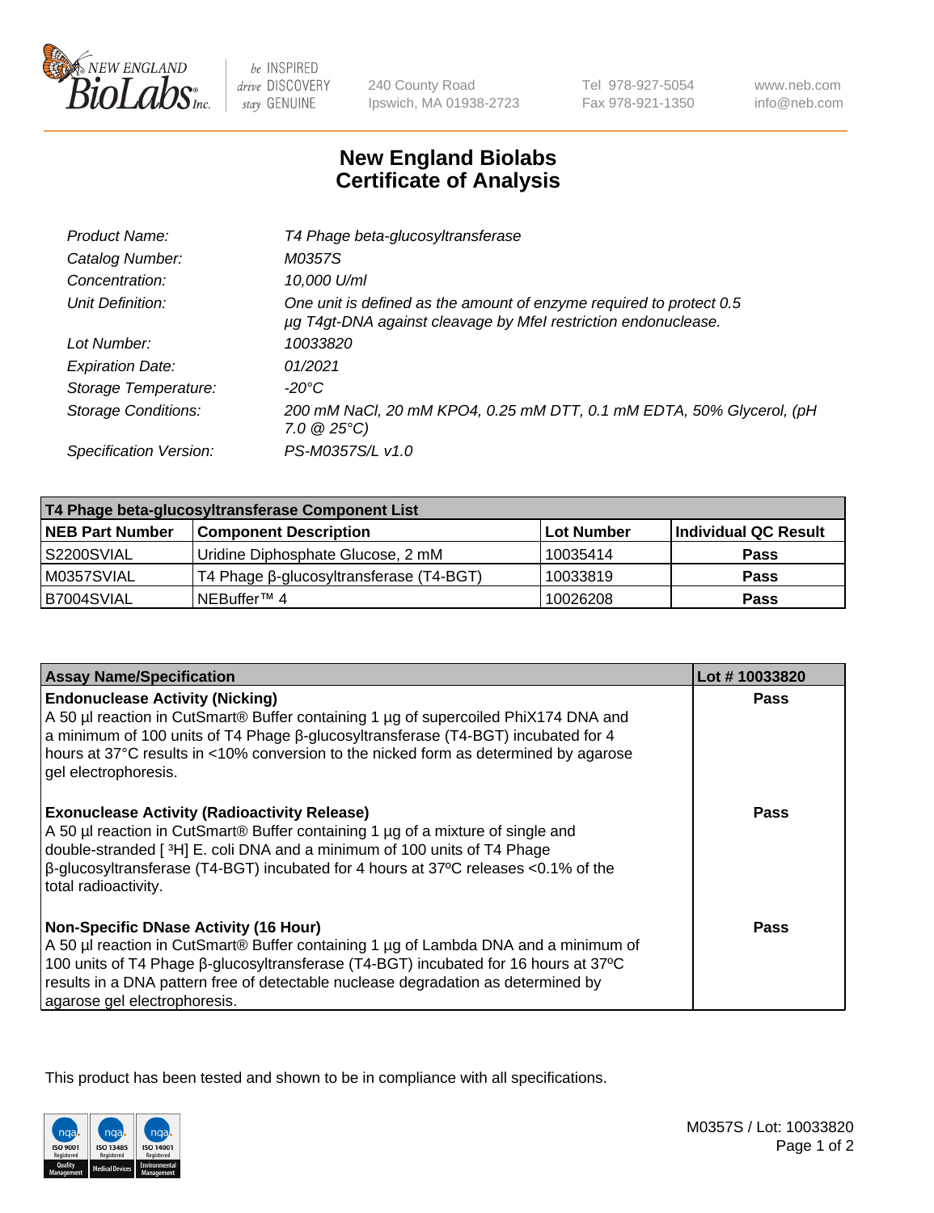# New England Biolabs
# Certificate of Analysis

| | |
|---|---|
| *Product Name:* | *T4 Phage beta-glucosyltransferase* |
| *Catalog Number:* | *M0357S* |
| *Concentration:* | *10,000 U/ml* |
| *Unit Definition:* | *One unit is defined as the amount of enzyme required to protect 0.5 µg T4gt-DNA against cleavage by MfeI restriction endonuclease.* |
| *Lot Number:* | *10033820* |
| *Expiration Date:* | *01/2021* |
| *Storage Temperature:* | *-20°C* |
| *Storage Conditions:* | *200 mM NaCl, 20 mM KPO4, 0.25 mM DTT, 0.1 mM EDTA, 50% Glycerol, (pH 7.0 @ 25°C)* |
| *Specification Version:* | *PS-M0357S/L v1.0* |

| T4 Phage beta-glucosyltransferase Component List | | | |
|---|---|---|---|
| **NEB Part Number** | **Component Description** | **Lot Number** | **Individual QC Result** |
| S2200SVIAL | Uridine Diphosphate Glucose, 2 mM | 10035414 | **Pass** |
| M0357SVIAL | T4 Phage β-glucosyltransferase (T4-BGT) | 10033819 | **Pass** |
| B7004SVIAL | NEBuffer™ 4 | 10026208 | **Pass** |

| Assay Name/Specification | Lot # 10033820 |
|---|---|
| **Endonuclease Activity (Nicking)**<br>A 50 µl reaction in CutSmart® Buffer containing 1 µg of supercoiled PhiX174 DNA and a minimum of 100 units of T4 Phage β-glucosyltransferase (T4-BGT) incubated for 4 hours at 37°C results in <10% conversion to the nicked form as determined by agarose gel electrophoresis. | **Pass** |
| **Exonuclease Activity (Radioactivity Release)**<br>A 50 µl reaction in CutSmart® Buffer containing 1 µg of a mixture of single and double-stranded [ $^{3}$H] E. coli DNA and a minimum of 100 units of T4 Phage β-glucosyltransferase (T4-BGT) incubated for 4 hours at 37ºC releases <0.1% of the total radioactivity. | **Pass** |
| **Non-Specific DNase Activity (16 Hour)**<br>A 50 µl reaction in CutSmart® Buffer containing 1 µg of Lambda DNA and a minimum of 100 units of T4 Phage β-glucosyltransferase (T4-BGT) incubated for 16 hours at 37ºC results in a DNA pattern free of detectable nuclease degradation as determined by agarose gel electrophoresis. | **Pass** |

This product has been tested and shown to be in compliance with all specifications.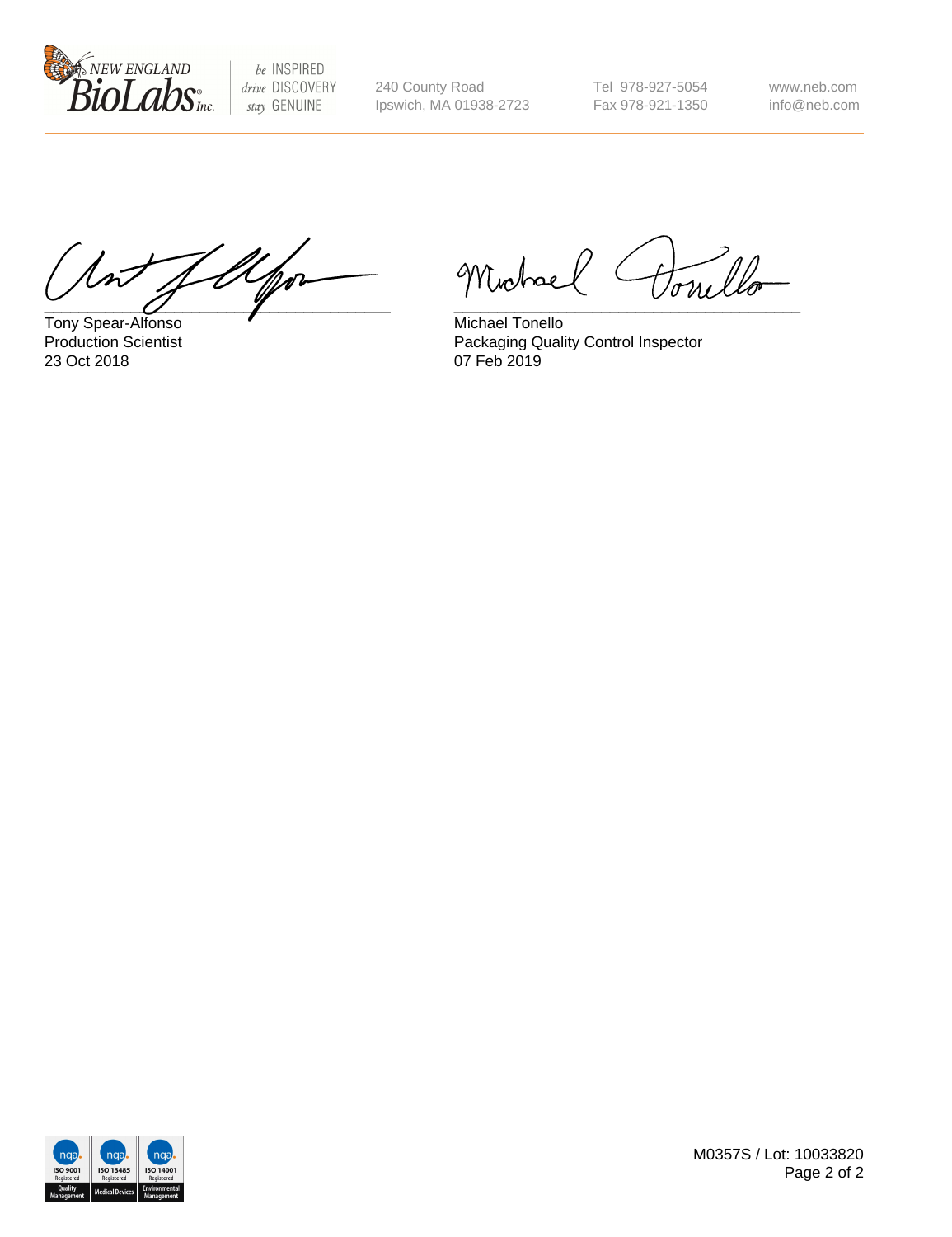Tony Spear-Alfonso
Production Scientist
23 Oct 2018

Michael Tonello
Packaging Quality Control Inspector
07 Feb 2019